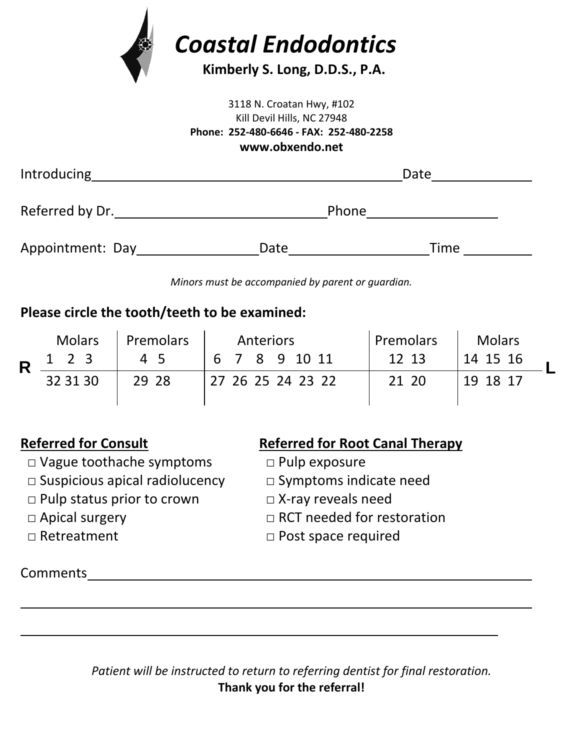# *Coastal Endodontics*

**Kimberly S. Long, D.D.S., P.A.**

3118 N. Croatan Hwy, #102
Kill Devil Hills, NC 27948
**Phone: 252-480-6646 - FAX: 252-480-2258**
**www.obxendo.net**

Introducing________________________________________ Date______________

Referred by Dr.______________________________ Phone__________________

Appointment: Day________________ Date____________________ Time __________

*Minors must be accompanied by parent or guardian.*

**Please circle the tooth/teeth to be examined:**

| | Molars | Premolars | Anteriors | Premolars | Molars | |
|---|---|---|---|---|---|---|
| **R** | 1 2 3 | 4 5 | 6 7 8 9 10 11 | 12 13 | 14 15 16 | **L** |
| | 32 31 30 | 29 28 | 27 26 25 24 23 22 | 21 20 | 19 18 17 | |

**Referred for Consult**

- □ Vague toothache symptoms
- □ Suspicious apical radiolucency
- □ Pulp status prior to crown
- □ Apical surgery
- □ Retreatment

**Referred for Root Canal Therapy**

- □ Pulp exposure
- □ Symptoms indicate need
- □ X-ray reveals need
- □ RCT needed for restoration
- □ Post space required

Comments____________________________________________________________

____________________________________________________________________

__________________________________________________________________

*Patient will be instructed to return to referring dentist for final restoration.*

**Thank you for the referral!**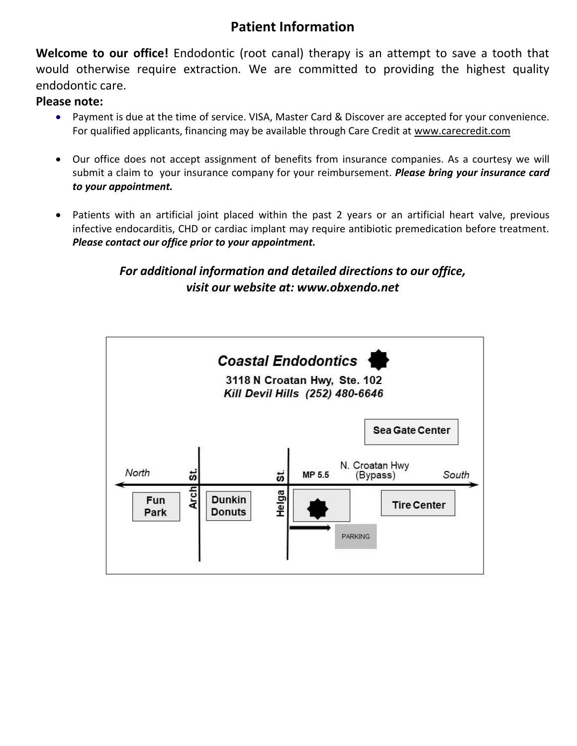## Patient Information

**Welcome to our office!** Endodontic (root canal) therapy is an attempt to save a tooth that would otherwise require extraction. We are committed to providing the highest quality endodontic care.

**Please note:**

- Payment is due at the time of service. VISA, Master Card & Discover are accepted for your convenience. For qualified applicants, financing may be available through Care Credit at www.carecredit.com
- Our office does not accept assignment of benefits from insurance companies. As a courtesy we will submit a claim to your insurance company for your reimbursement. ***Please bring your insurance card to your appointment.***
- Patients with an artificial joint placed within the past 2 years or an artificial heart valve, previous infective endocarditis, CHD or cardiac implant may require antibiotic premedication before treatment. ***Please contact our office prior to your appointment.***

***For additional information and detailed directions to our office, visit our website at: www.obxendo.net***

**Coastal Endodontics**

**3118 N Croatan Hwy, Ste. 102**

***Kill Devil Hills (252) 480-6646***

Sea Gate Center

North

Arch St.

Helga St.

MP 5.5

N. Croatan Hwy (Bypass)

South

Fun Park

Dunkin Donuts

Tire Center

PARKING